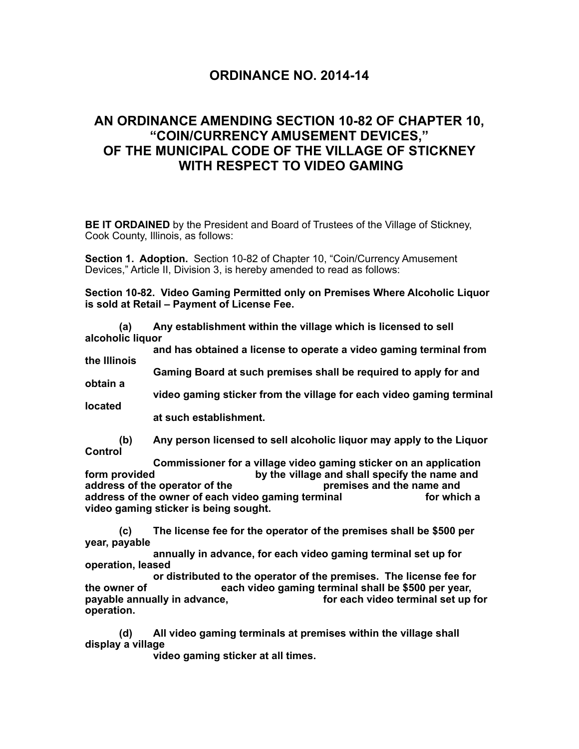# ORDINANCE NO. 2014-14

## AN ORDINANCE AMENDING SECTION 10-82 OF CHAPTER 10, "COIN/CURRENCY AMUSEMENT DEVICES," OF THE MUNICIPAL CODE OF THE VILLAGE OF STICKNEY WITH RESPECT TO VIDEO GAMING

**BE IT ORDAINED** by the President and Board of Trustees of the Village of Stickney, Cook County, Illinois, as follows:

**Section 1. Adoption.** Section 10-82 of Chapter 10, "Coin/Currency Amusement Devices," Article II, Division 3, is hereby amended to read as follows:

**Section 10-82. Video Gaming Permitted only on Premises Where Alcoholic Liquor is sold at Retail – Payment of License Fee.**

**(a) Any establishment within the village which is licensed to sell alcoholic liquor and has obtained a license to operate a video gaming terminal from the Illinois Gaming Board at such premises shall be required to apply for and obtain a video gaming sticker from the village for each video gaming terminal located at such establishment.**

**(b) Any person licensed to sell alcoholic liquor may apply to the Liquor Control Commissioner for a village video gaming sticker on an application form provided by the village and shall specify the name and address of the operator of the premises and the name and address of the owner of each video gaming terminal for which a video gaming sticker is being sought.**

**(c) The license fee for the operator of the premises shall be $500 per year, payable annually in advance, for each video gaming terminal set up for operation, leased or distributed to the operator of the premises. The license fee for the owner of each video gaming terminal shall be $500 per year, payable annually in advance, for each video terminal set up for operation.**

**(d) All video gaming terminals at premises within the village shall display a village video gaming sticker at all times.**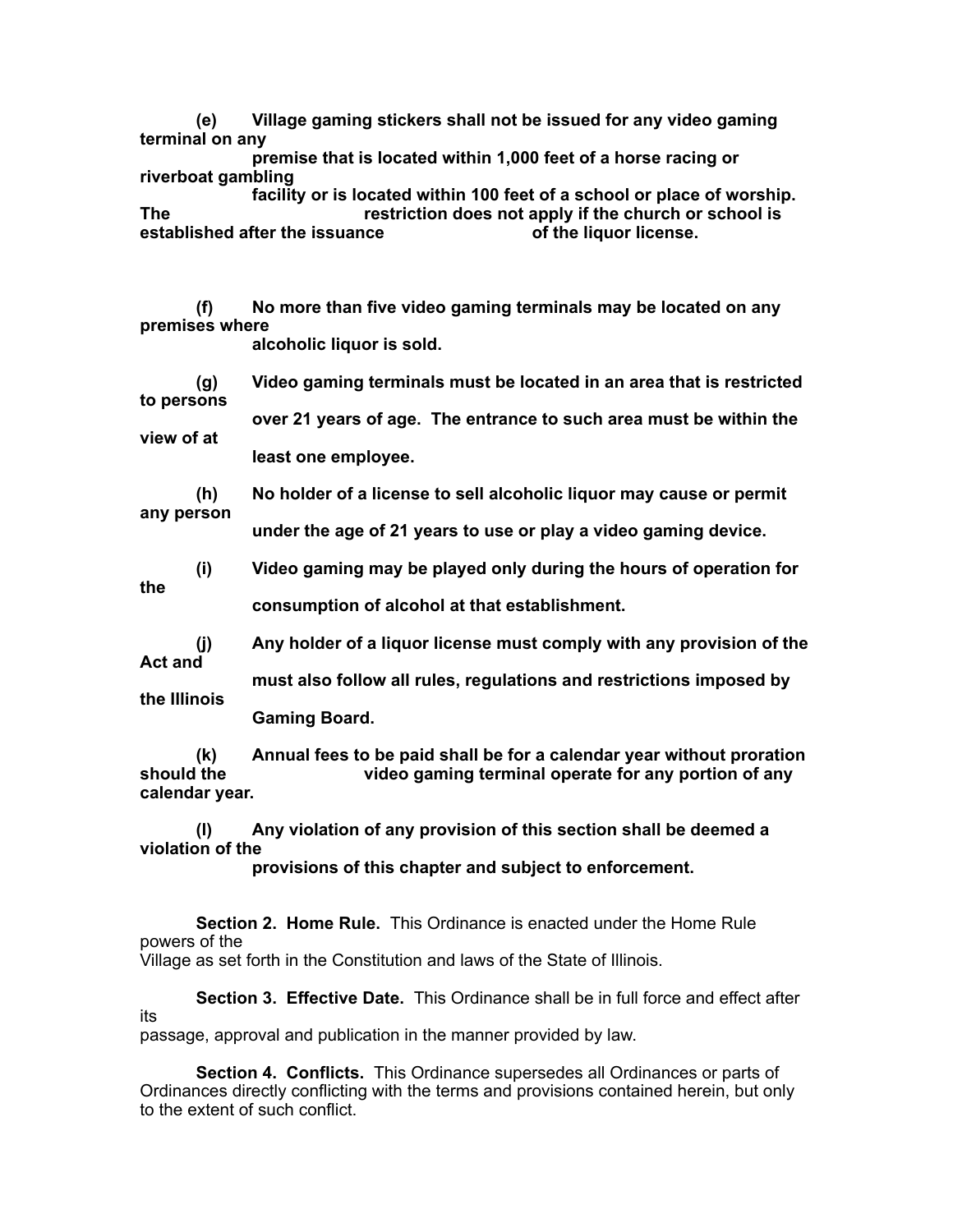**(e) Village gaming stickers shall not be issued for any video gaming terminal on any premise that is located within 1,000 feet of a horse racing or riverboat gambling facility or is located within 100 feet of a school or place of worship. The restriction does not apply if the church or school is established after the issuance of the liquor license.**

**(f) No more than five video gaming terminals may be located on any premises where alcoholic liquor is sold.**

**(g) Video gaming terminals must be located in an area that is restricted to persons over 21 years of age. The entrance to such area must be within the view of at least one employee.**

**(h) No holder of a license to sell alcoholic liquor may cause or permit any person under the age of 21 years to use or play a video gaming device.**

**(i) Video gaming may be played only during the hours of operation for the consumption of alcohol at that establishment.**

**(j) Any holder of a liquor license must comply with any provision of the Act and must also follow all rules, regulations and restrictions imposed by the Illinois Gaming Board.**

**(k) Annual fees to be paid shall be for a calendar year without proration should the video gaming terminal operate for any portion of any calendar year.**

**(l) Any violation of any provision of this section shall be deemed a violation of the provisions of this chapter and subject to enforcement.**

**Section 2. Home Rule.** This Ordinance is enacted under the Home Rule powers of the Village as set forth in the Constitution and laws of the State of Illinois.

**Section 3. Effective Date.** This Ordinance shall be in full force and effect after its passage, approval and publication in the manner provided by law.

**Section 4. Conflicts.** This Ordinance supersedes all Ordinances or parts of Ordinances directly conflicting with the terms and provisions contained herein, but only to the extent of such conflict.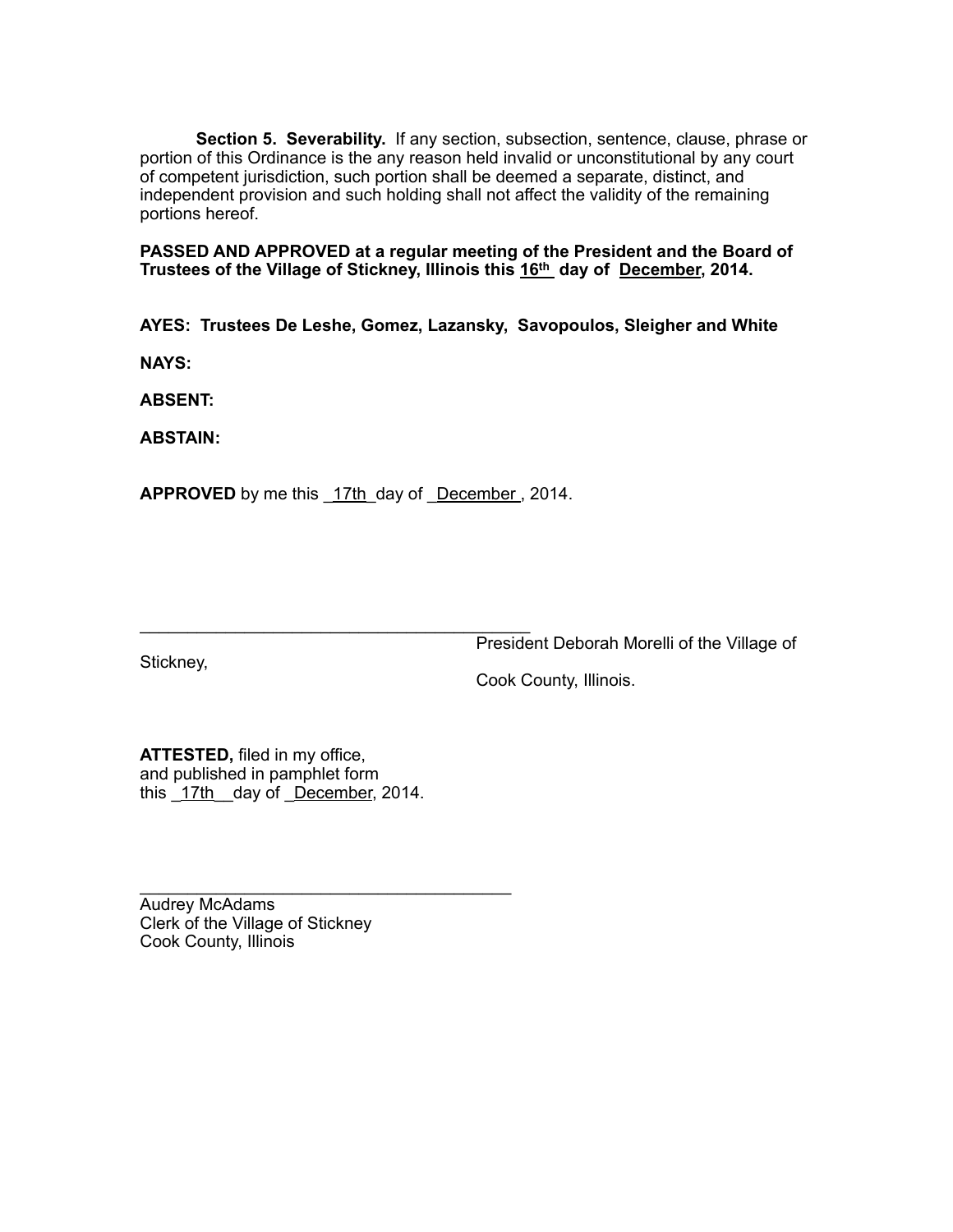**Section 5. Severability.** If any section, subsection, sentence, clause, phrase or portion of this Ordinance is the any reason held invalid or unconstitutional by any court of competent jurisdiction, such portion shall be deemed a separate, distinct, and independent provision and such holding shall not affect the validity of the remaining portions hereof.

**PASSED AND APPROVED at a regular meeting of the President and the Board of Trustees of the Village of Stickney, Illinois this 16th day of December, 2014.**

**AYES: Trustees De Leshe, Gomez, Lazansky, Savopoulos, Sleigher and White**

**NAYS:**

**ABSENT:**

**ABSTAIN:**

**APPROVED** by me this _17th_day of _December_, 2014.

\_\_\_\_\_\_\_\_\_\_\_\_\_\_\_\_\_\_\_\_\_\_\_\_\_\_\_\_\_\_\_\_\_\_\_\_\_\_\_\_
President Deborah Morelli of the Village of Stickney,
Cook County, Illinois.

**ATTESTED,** filed in my office,
and published in pamphlet form
this _17th__day of _December, 2014.

\_\_\_\_\_\_\_\_\_\_\_\_\_\_\_\_\_\_\_\_\_\_\_\_\_\_\_\_\_\_\_\_\_\_\_\_\_\_\_\_
Audrey McAdams
Clerk of the Village of Stickney
Cook County, Illinois